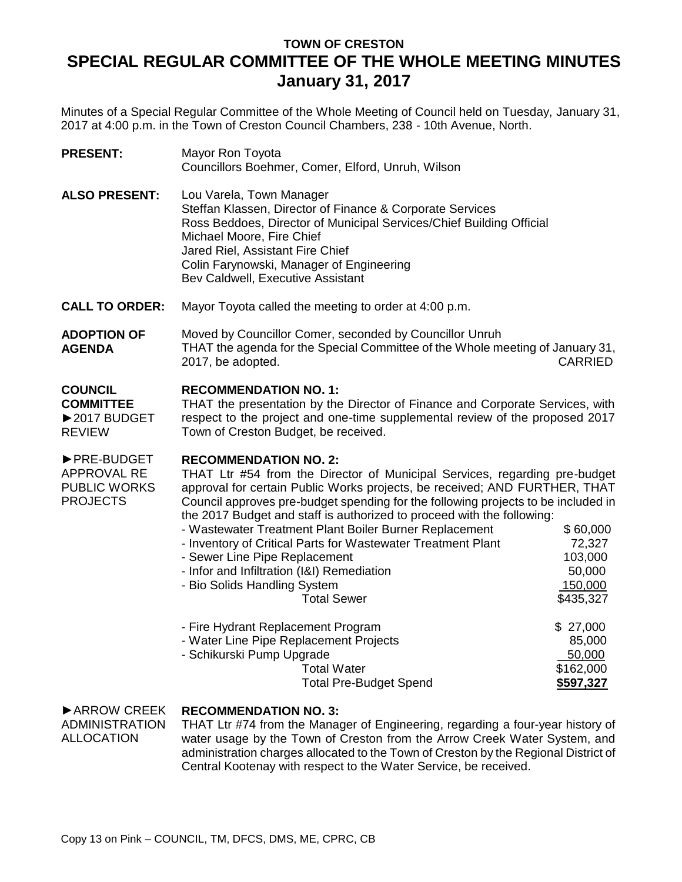# TOWN OF CRESTON

# SPECIAL REGULAR COMMITTEE OF THE WHOLE MEETING MINUTES

## January 31, 2017

Minutes of a Special Regular Committee of the Whole Meeting of Council held on Tuesday, January 31, 2017 at 4:00 p.m. in the Town of Creston Council Chambers, 238 - 10th Avenue, North.

**PRESENT:** Mayor Ron Toyota
Councillors Boehmer, Comer, Elford, Unruh, Wilson

**ALSO PRESENT:** Lou Varela, Town Manager
Steffan Klassen, Director of Finance & Corporate Services
Ross Beddoes, Director of Municipal Services/Chief Building Official
Michael Moore, Fire Chief
Jared Riel, Assistant Fire Chief
Colin Farynowski, Manager of Engineering
Bev Caldwell, Executive Assistant

**CALL TO ORDER:** Mayor Toyota called the meeting to order at 4:00 p.m.

**ADOPTION OF AGENDA**

Moved by Councillor Comer, seconded by Councillor Unruh
THAT the agenda for the Special Committee of the Whole meeting of January 31, 2017, be adopted. CARRIED

**COUNCIL COMMITTEE**

►2017 BUDGET REVIEW

**RECOMMENDATION NO. 1:**
THAT the presentation by the Director of Finance and Corporate Services, with respect to the project and one-time supplemental review of the proposed 2017 Town of Creston Budget, be received.

►PRE-BUDGET APPROVAL RE PUBLIC WORKS PROJECTS

**RECOMMENDATION NO. 2:**
THAT Ltr #54 from the Director of Municipal Services, regarding pre-budget approval for certain Public Works projects, be received; AND FURTHER, THAT Council approves pre-budget spending for the following projects to be included in the 2017 Budget and staff is authorized to proceed with the following:

| | |
|---|---|
| - Wastewater Treatment Plant Boiler Burner Replacement | \$ 60,000 |
| - Inventory of Critical Parts for Wastewater Treatment Plant | 72,327 |
| - Sewer Line Pipe Replacement | 103,000 |
| - Infor and Infiltration (I&I) Remediation | 50,000 |
| - Bio Solids Handling System | 150,000 |
| Total Sewer | \$435,327 |
| | |
| - Fire Hydrant Replacement Program | \$ 27,000 |
| - Water Line Pipe Replacement Projects | 85,000 |
| - Schikurski Pump Upgrade | 50,000 |
| Total Water | \$162,000 |
| Total Pre-Budget Spend | **\$597,327** |

►ARROW CREEK ADMINISTRATION ALLOCATION

**RECOMMENDATION NO. 3:**
THAT Ltr #74 from the Manager of Engineering, regarding a four-year history of water usage by the Town of Creston from the Arrow Creek Water System, and administration charges allocated to the Town of Creston by the Regional District of Central Kootenay with respect to the Water Service, be received.

Copy 13 on Pink – COUNCIL, TM, DFCS, DMS, ME, CPRC, CB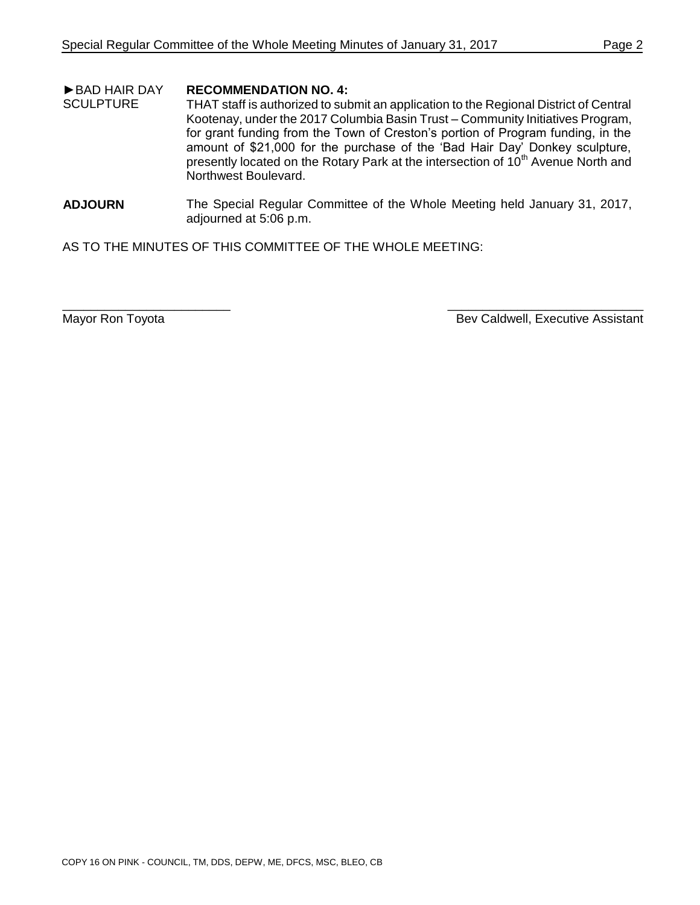►BAD HAIR DAY SCULPTURE

**RECOMMENDATION NO. 4:**

THAT staff is authorized to submit an application to the Regional District of Central Kootenay, under the 2017 Columbia Basin Trust – Community Initiatives Program, for grant funding from the Town of Creston's portion of Program funding, in the amount of $21,000 for the purchase of the 'Bad Hair Day' Donkey sculpture, presently located on the Rotary Park at the intersection of 10th Avenue North and Northwest Boulevard.

**ADJOURN**

The Special Regular Committee of the Whole Meeting held January 31, 2017, adjourned at 5:06 p.m.

AS TO THE MINUTES OF THIS COMMITTEE OF THE WHOLE MEETING:

\_\_\_\_\_\_\_\_\_\_\_\_\_\_\_\_\_\_\_\_\_\_\_\_\_
Mayor Ron Toyota

\_\_\_\_\_\_\_\_\_\_\_\_\_\_\_\_\_\_\_\_\_\_\_\_\_\_\_\_
Bev Caldwell, Executive Assistant

COPY 16 ON PINK - COUNCIL, TM, DDS, DEPW, ME, DFCS, MSC, BLEO, CB